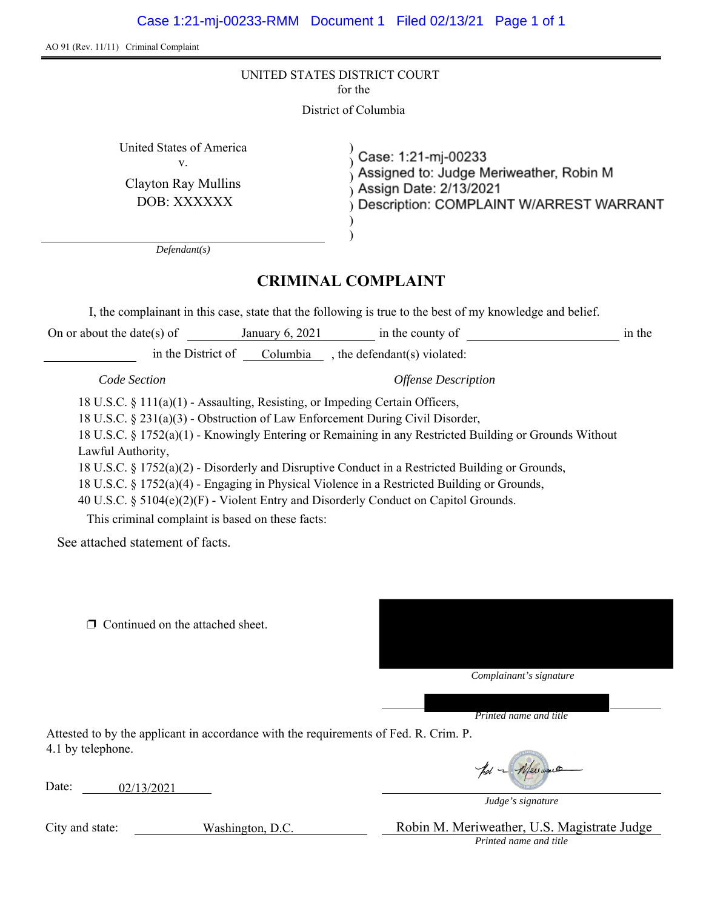AO 91 (Rev. 11/11) Criminal Complaint

UNITED STATES DISTRICT COURT
for the
District of Columbia

United States of America
v.
Clayton Ray Mullins
DOB: XXXXXX

Defendant(s)

Case: 1:21-mj-00233
Assigned to: Judge Meriweather, Robin M
Assign Date: 2/13/2021
Description: COMPLAINT W/ARREST WARRANT

# CRIMINAL COMPLAINT

I, the complainant in this case, state that the following is true to the best of my knowledge and belief.

On or about the date(s) of January 6, 2021 in the county of ______ in the ______ in the District of Columbia, the defendant(s) violated:

| *Code Section* | *Offense Description* |
|---|---|
| 18 U.S.C. § 111(a)(1) | Assaulting, Resisting, or Impeding Certain Officers, |
| 18 U.S.C. § 231(a)(3) | Obstruction of Law Enforcement During Civil Disorder, |
| 18 U.S.C. § 1752(a)(1) | Knowingly Entering or Remaining in any Restricted Building or Grounds Without Lawful Authority, |
| 18 U.S.C. § 1752(a)(2) | Disorderly and Disruptive Conduct in a Restricted Building or Grounds, |
| 18 U.S.C. § 1752(a)(4) | Engaging in Physical Violence in a Restricted Building or Grounds, |
| 40 U.S.C. § 5104(e)(2)(F) | Violent Entry and Disorderly Conduct on Capitol Grounds. |

This criminal complaint is based on these facts:

See attached statement of facts.

❒ Continued on the attached sheet.

*Complainant's signature*

*Printed name and title*

Attested to by the applicant in accordance with the requirements of Fed. R. Crim. P. 4.1 by telephone.

Date: 02/13/2021

*Judge's signature*

City and state: Washington, D.C.

Robin M. Meriweather, U.S. Magistrate Judge
*Printed name and title*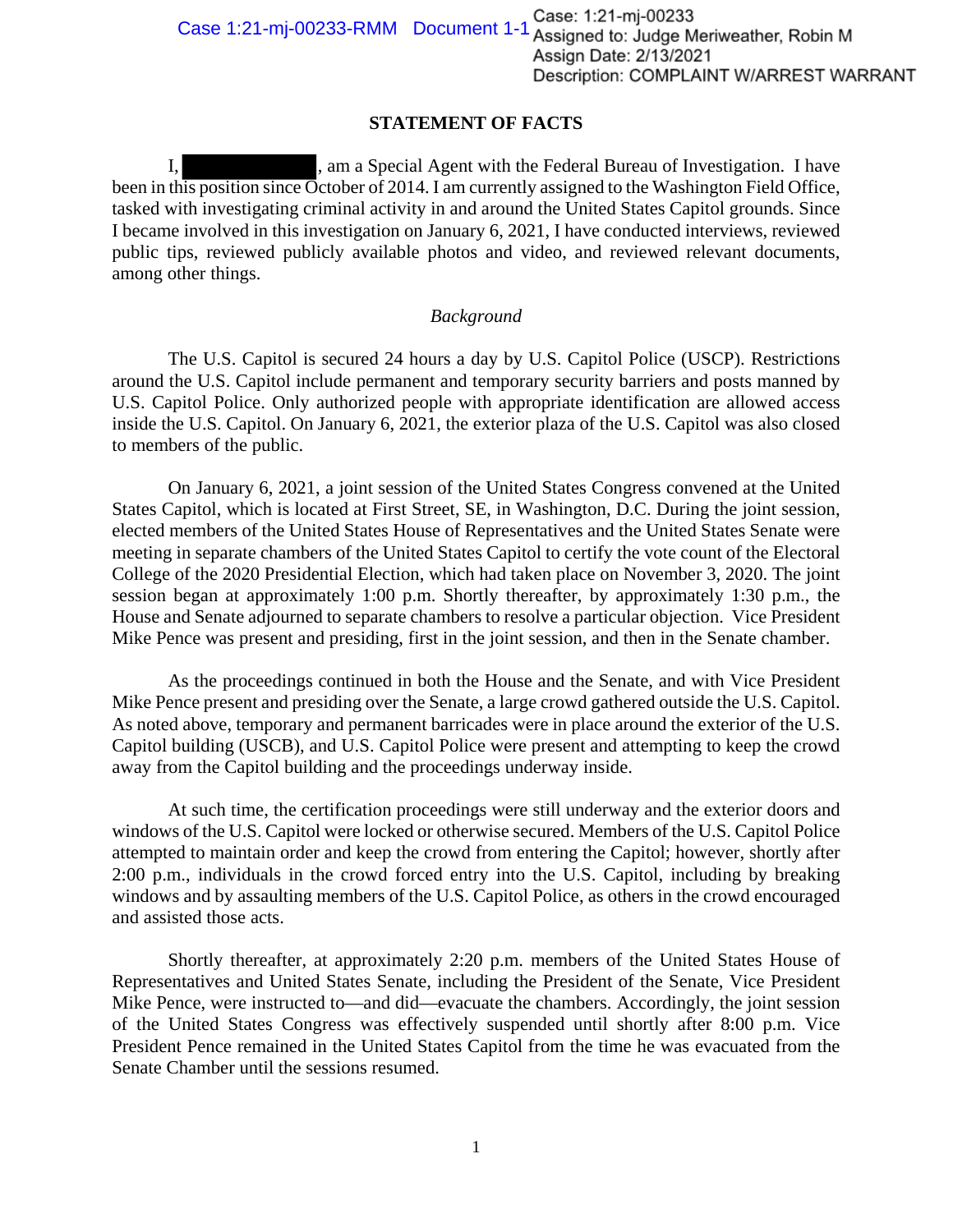## STATEMENT OF FACTS

I, ████████, am a Special Agent with the Federal Bureau of Investigation. I have been in this position since October of 2014. I am currently assigned to the Washington Field Office, tasked with investigating criminal activity in and around the United States Capitol grounds. Since I became involved in this investigation on January 6, 2021, I have conducted interviews, reviewed public tips, reviewed publicly available photos and video, and reviewed relevant documents, among other things.

*Background*

The U.S. Capitol is secured 24 hours a day by U.S. Capitol Police (USCP). Restrictions around the U.S. Capitol include permanent and temporary security barriers and posts manned by U.S. Capitol Police. Only authorized people with appropriate identification are allowed access inside the U.S. Capitol. On January 6, 2021, the exterior plaza of the U.S. Capitol was also closed to members of the public.

On January 6, 2021, a joint session of the United States Congress convened at the United States Capitol, which is located at First Street, SE, in Washington, D.C. During the joint session, elected members of the United States House of Representatives and the United States Senate were meeting in separate chambers of the United States Capitol to certify the vote count of the Electoral College of the 2020 Presidential Election, which had taken place on November 3, 2020. The joint session began at approximately 1:00 p.m. Shortly thereafter, by approximately 1:30 p.m., the House and Senate adjourned to separate chambers to resolve a particular objection. Vice President Mike Pence was present and presiding, first in the joint session, and then in the Senate chamber.

As the proceedings continued in both the House and the Senate, and with Vice President Mike Pence present and presiding over the Senate, a large crowd gathered outside the U.S. Capitol. As noted above, temporary and permanent barricades were in place around the exterior of the U.S. Capitol building (USCB), and U.S. Capitol Police were present and attempting to keep the crowd away from the Capitol building and the proceedings underway inside.

At such time, the certification proceedings were still underway and the exterior doors and windows of the U.S. Capitol were locked or otherwise secured. Members of the U.S. Capitol Police attempted to maintain order and keep the crowd from entering the Capitol; however, shortly after 2:00 p.m., individuals in the crowd forced entry into the U.S. Capitol, including by breaking windows and by assaulting members of the U.S. Capitol Police, as others in the crowd encouraged and assisted those acts.

Shortly thereafter, at approximately 2:20 p.m. members of the United States House of Representatives and United States Senate, including the President of the Senate, Vice President Mike Pence, were instructed to—and did—evacuate the chambers. Accordingly, the joint session of the United States Congress was effectively suspended until shortly after 8:00 p.m. Vice President Pence remained in the United States Capitol from the time he was evacuated from the Senate Chamber until the sessions resumed.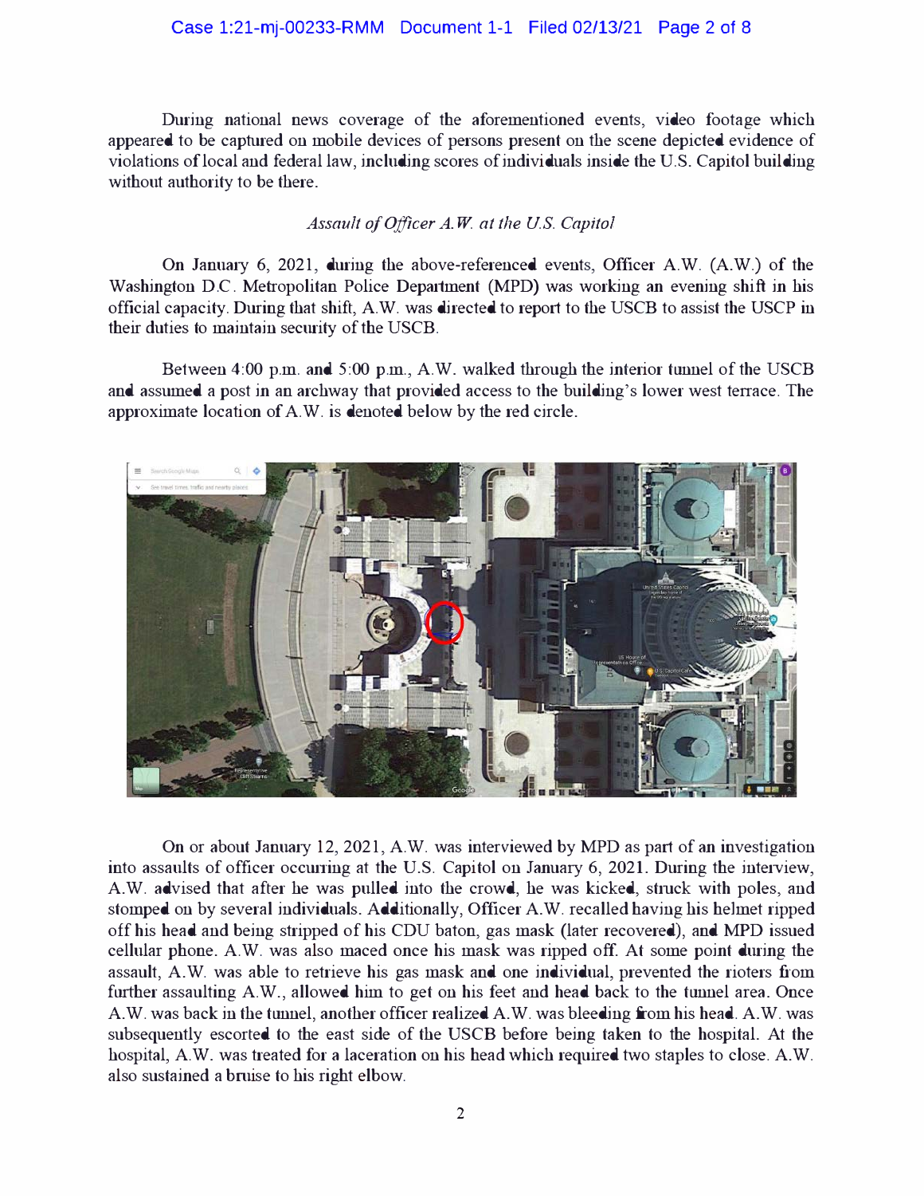During national news coverage of the aforementioned events, video footage which appeared to be captured on mobile devices of persons present on the scene depicted evidence of violations of local and federal law, including scores of individuals inside the U.S. Capitol building without authority to be there.

*Assault of Officer A.W. at the U.S. Capitol*

On January 6, 2021, during the above-referenced events, Officer A.W. (A.W.) of the Washington D.C. Metropolitan Police Department (MPD) was working an evening shift in his official capacity. During that shift, A.W. was directed to report to the USCB to assist the USCP in their duties to maintain security of the USCB.

Between 4:00 p.m. and 5:00 p.m., A.W. walked through the interior tunnel of the USCB and assumed a post in an archway that provided access to the building's lower west terrace. The approximate location of A.W. is denoted below by the red circle.

On or about January 12, 2021, A.W. was interviewed by MPD as part of an investigation into assaults of officer occurring at the U.S. Capitol on January 6, 2021. During the interview, A.W. advised that after he was pulled into the crowd, he was kicked, struck with poles, and stomped on by several individuals. Additionally, Officer A.W. recalled having his helmet ripped off his head and being stripped of his CDU baton, gas mask (later recovered), and MPD issued cellular phone. A.W. was also maced once his mask was ripped off. At some point during the assault, A.W. was able to retrieve his gas mask and one individual, prevented the rioters from further assaulting A.W., allowed him to get on his feet and head back to the tunnel area. Once A.W. was back in the tunnel, another officer realized A.W. was bleeding from his head. A.W. was subsequently escorted to the east side of the USCB before being taken to the hospital. At the hospital, A.W. was treated for a laceration on his head which required two staples to close. A.W. also sustained a bruise to his right elbow.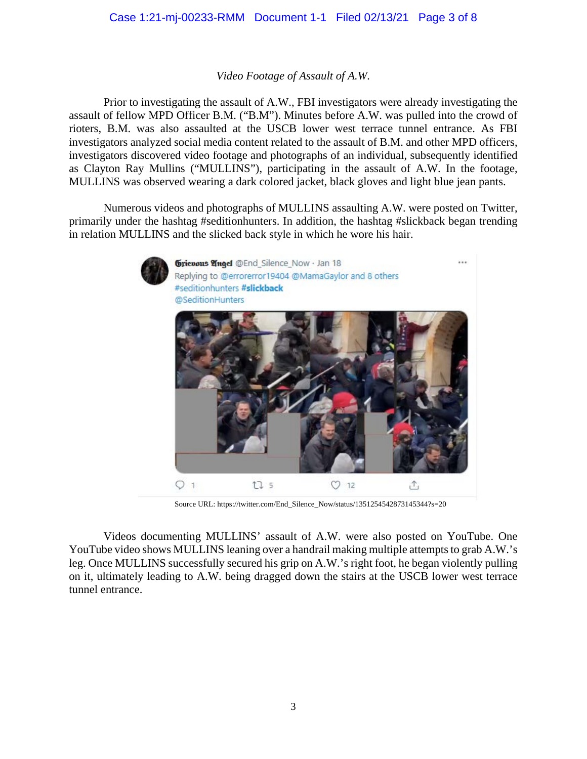*Video Footage of Assault of A.W.*

Prior to investigating the assault of A.W., FBI investigators were already investigating the assault of fellow MPD Officer B.M. ("B.M"). Minutes before A.W. was pulled into the crowd of rioters, B.M. was also assaulted at the USCB lower west terrace tunnel entrance. As FBI investigators analyzed social media content related to the assault of B.M. and other MPD officers, investigators discovered video footage and photographs of an individual, subsequently identified as Clayton Ray Mullins ("MULLINS"), participating in the assault of A.W. In the footage, MULLINS was observed wearing a dark colored jacket, black gloves and light blue jean pants.

Numerous videos and photographs of MULLINS assaulting A.W. were posted on Twitter, primarily under the hashtag #seditionhunters. In addition, the hashtag #slickback began trending in relation MULLINS and the slicked back style in which he wore his hair.

Grievous Angel @End_Silence_Now · Jan 18
Replying to @errorerror19404 @MamaGaylor and 8 others
#seditionhunters **#slickback**
@SeditionHunters

1 5 12

Source URL: https://twitter.com/End_Silence_Now/status/1351254542873145344?s=20

Videos documenting MULLINS' assault of A.W. were also posted on YouTube. One YouTube video shows MULLINS leaning over a handrail making multiple attempts to grab A.W.'s leg. Once MULLINS successfully secured his grip on A.W.'s right foot, he began violently pulling on it, ultimately leading to A.W. being dragged down the stairs at the USCB lower west terrace tunnel entrance.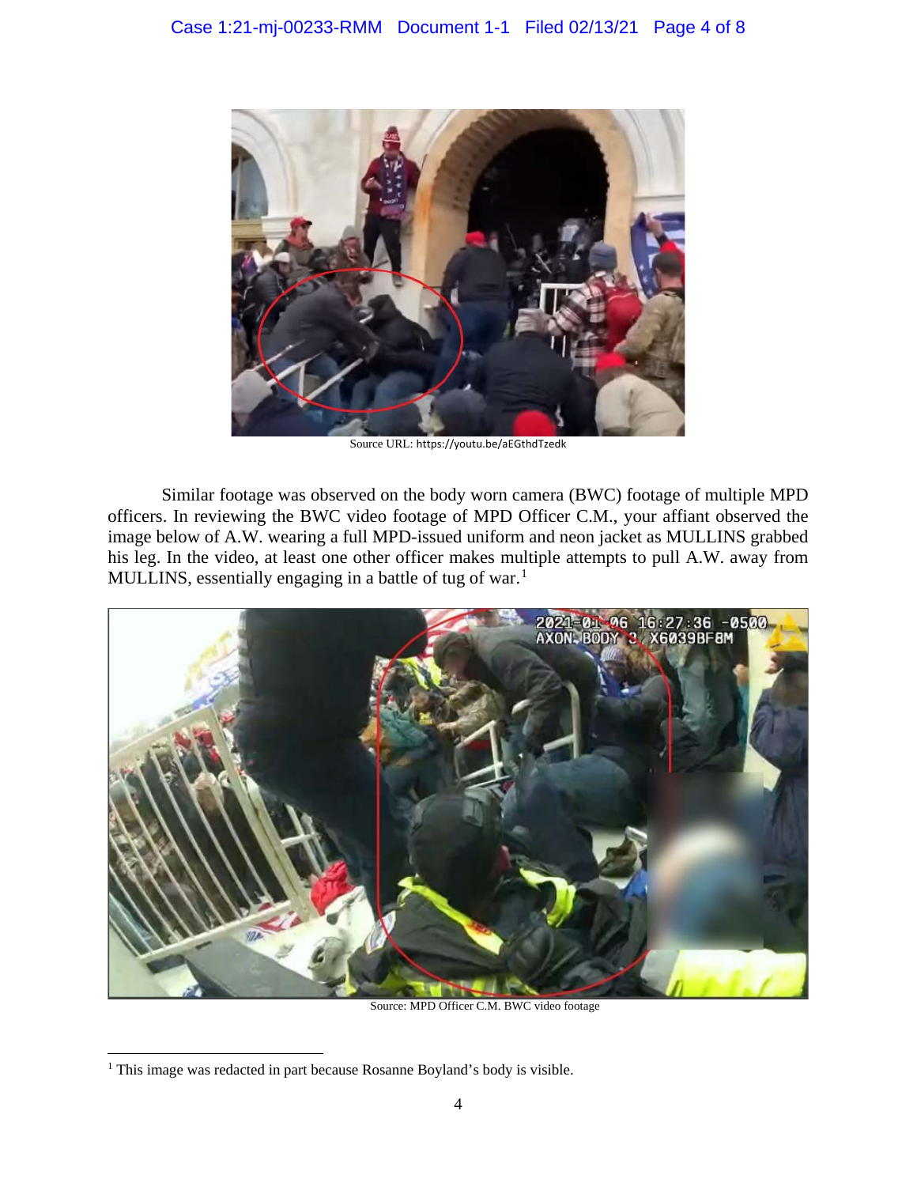Source URL: https://youtu.be/aEGthdTzedk

Similar footage was observed on the body worn camera (BWC) footage of multiple MPD officers. In reviewing the BWC video footage of MPD Officer C.M., your affiant observed the image below of A.W. wearing a full MPD-issued uniform and neon jacket as MULLINS grabbed his leg. In the video, at least one other officer makes multiple attempts to pull A.W. away from MULLINS, essentially engaging in a battle of tug of war.[1]

Source: MPD Officer C.M. BWC video footage

[1] This image was redacted in part because Rosanne Boyland's body is visible.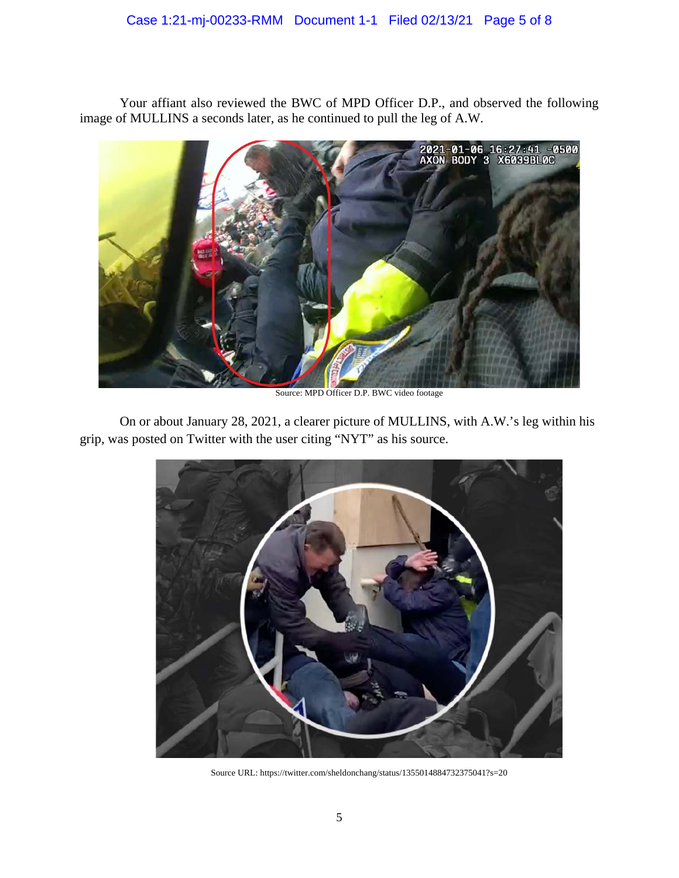Your affiant also reviewed the BWC of MPD Officer D.P., and observed the following image of MULLINS a seconds later, as he continued to pull the leg of A.W.

Source: MPD Officer D.P. BWC video footage

On or about January 28, 2021, a clearer picture of MULLINS, with A.W.'s leg within his grip, was posted on Twitter with the user citing "NYT" as his source.

Source URL: https://twitter.com/sheldonchang/status/1355014884732375041?s=20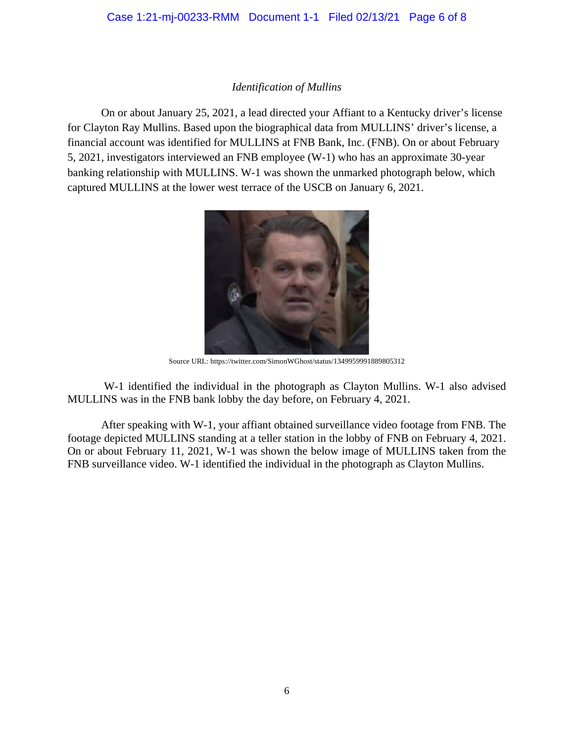*Identification of Mullins*

On or about January 25, 2021, a lead directed your Affiant to a Kentucky driver's license for Clayton Ray Mullins. Based upon the biographical data from MULLINS' driver's license, a financial account was identified for MULLINS at FNB Bank, Inc. (FNB). On or about February 5, 2021, investigators interviewed an FNB employee (W-1) who has an approximate 30-year banking relationship with MULLINS. W-1 was shown the unmarked photograph below, which captured MULLINS at the lower west terrace of the USCB on January 6, 2021.

Source URL: https://twitter.com/SimonWGhost/status/1349959991889805312

W-1 identified the individual in the photograph as Clayton Mullins. W-1 also advised MULLINS was in the FNB bank lobby the day before, on February 4, 2021.

After speaking with W-1, your affiant obtained surveillance video footage from FNB. The footage depicted MULLINS standing at a teller station in the lobby of FNB on February 4, 2021. On or about February 11, 2021, W-1 was shown the below image of MULLINS taken from the FNB surveillance video. W-1 identified the individual in the photograph as Clayton Mullins.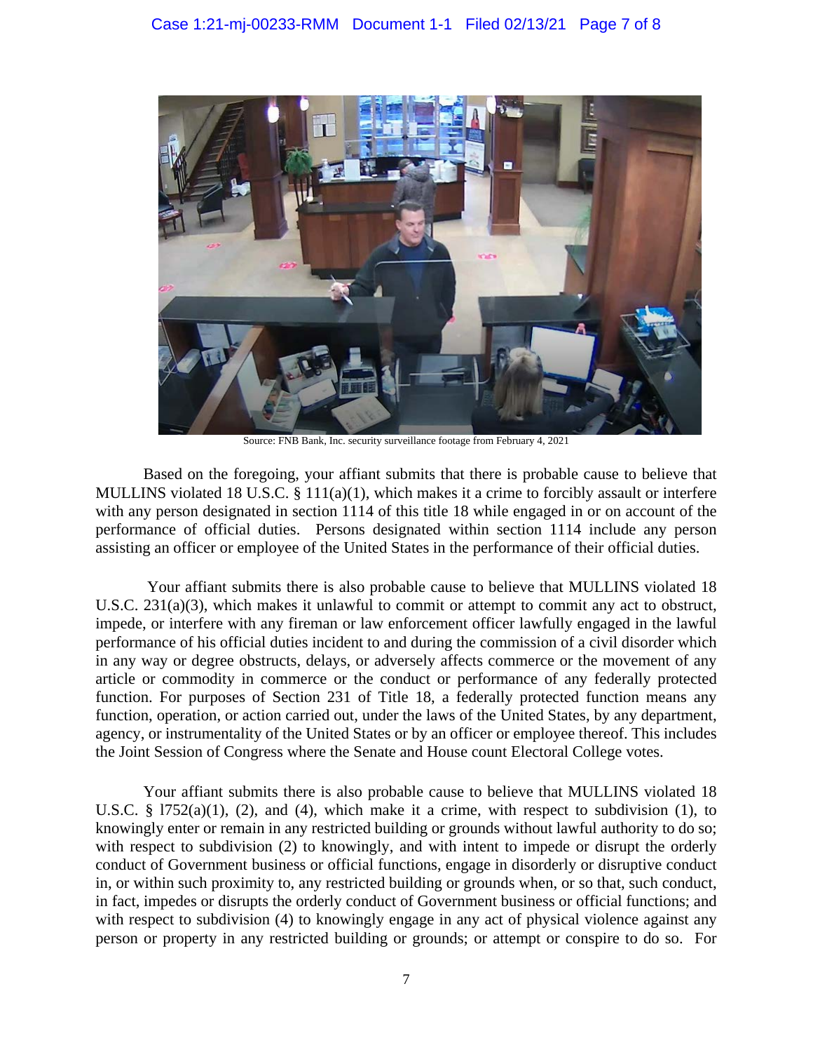Source: FNB Bank, Inc. security surveillance footage from February 4, 2021

Based on the foregoing, your affiant submits that there is probable cause to believe that MULLINS violated 18 U.S.C. § 111(a)(1), which makes it a crime to forcibly assault or interfere with any person designated in section 1114 of this title 18 while engaged in or on account of the performance of official duties. Persons designated within section 1114 include any person assisting an officer or employee of the United States in the performance of their official duties.

Your affiant submits there is also probable cause to believe that MULLINS violated 18 U.S.C. 231(a)(3), which makes it unlawful to commit or attempt to commit any act to obstruct, impede, or interfere with any fireman or law enforcement officer lawfully engaged in the lawful performance of his official duties incident to and during the commission of a civil disorder which in any way or degree obstructs, delays, or adversely affects commerce or the movement of any article or commodity in commerce or the conduct or performance of any federally protected function. For purposes of Section 231 of Title 18, a federally protected function means any function, operation, or action carried out, under the laws of the United States, by any department, agency, or instrumentality of the United States or by an officer or employee thereof. This includes the Joint Session of Congress where the Senate and House count Electoral College votes.

Your affiant submits there is also probable cause to believe that MULLINS violated 18 U.S.C. § 1752(a)(1), (2), and (4), which make it a crime, with respect to subdivision (1), to knowingly enter or remain in any restricted building or grounds without lawful authority to do so; with respect to subdivision (2) to knowingly, and with intent to impede or disrupt the orderly conduct of Government business or official functions, engage in disorderly or disruptive conduct in, or within such proximity to, any restricted building or grounds when, or so that, such conduct, in fact, impedes or disrupts the orderly conduct of Government business or official functions; and with respect to subdivision (4) to knowingly engage in any act of physical violence against any person or property in any restricted building or grounds; or attempt or conspire to do so. For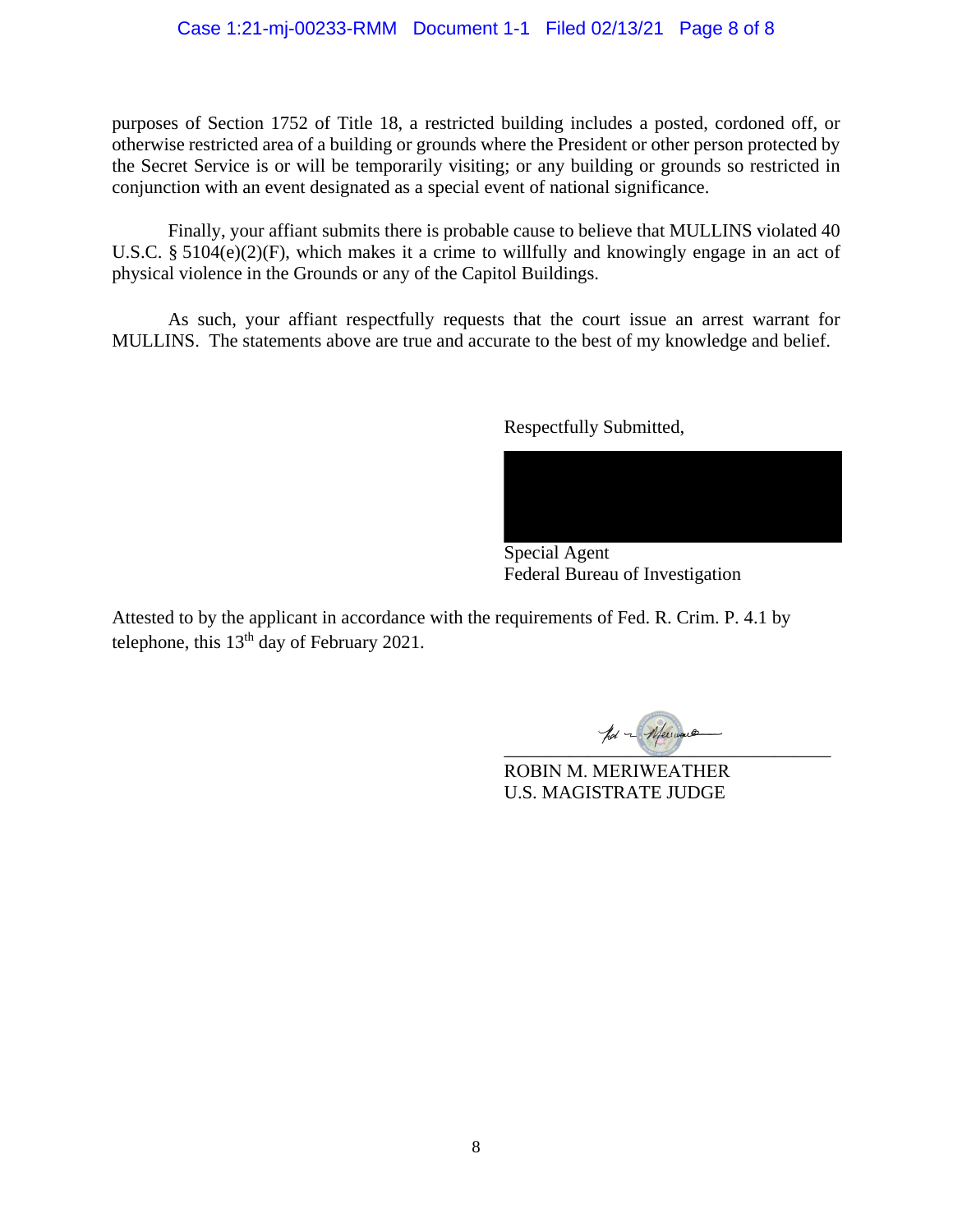purposes of Section 1752 of Title 18, a restricted building includes a posted, cordoned off, or otherwise restricted area of a building or grounds where the President or other person protected by the Secret Service is or will be temporarily visiting; or any building or grounds so restricted in conjunction with an event designated as a special event of national significance.

Finally, your affiant submits there is probable cause to believe that MULLINS violated 40 U.S.C. § 5104(e)(2)(F), which makes it a crime to willfully and knowingly engage in an act of physical violence in the Grounds or any of the Capitol Buildings.

As such, your affiant respectfully requests that the court issue an arrest warrant for MULLINS. The statements above are true and accurate to the best of my knowledge and belief.

Respectfully Submitted,

Special Agent
Federal Bureau of Investigation

Attested to by the applicant in accordance with the requirements of Fed. R. Crim. P. 4.1 by telephone, this 13th day of February 2021.

ROBIN M. MERIWEATHER
U.S. MAGISTRATE JUDGE